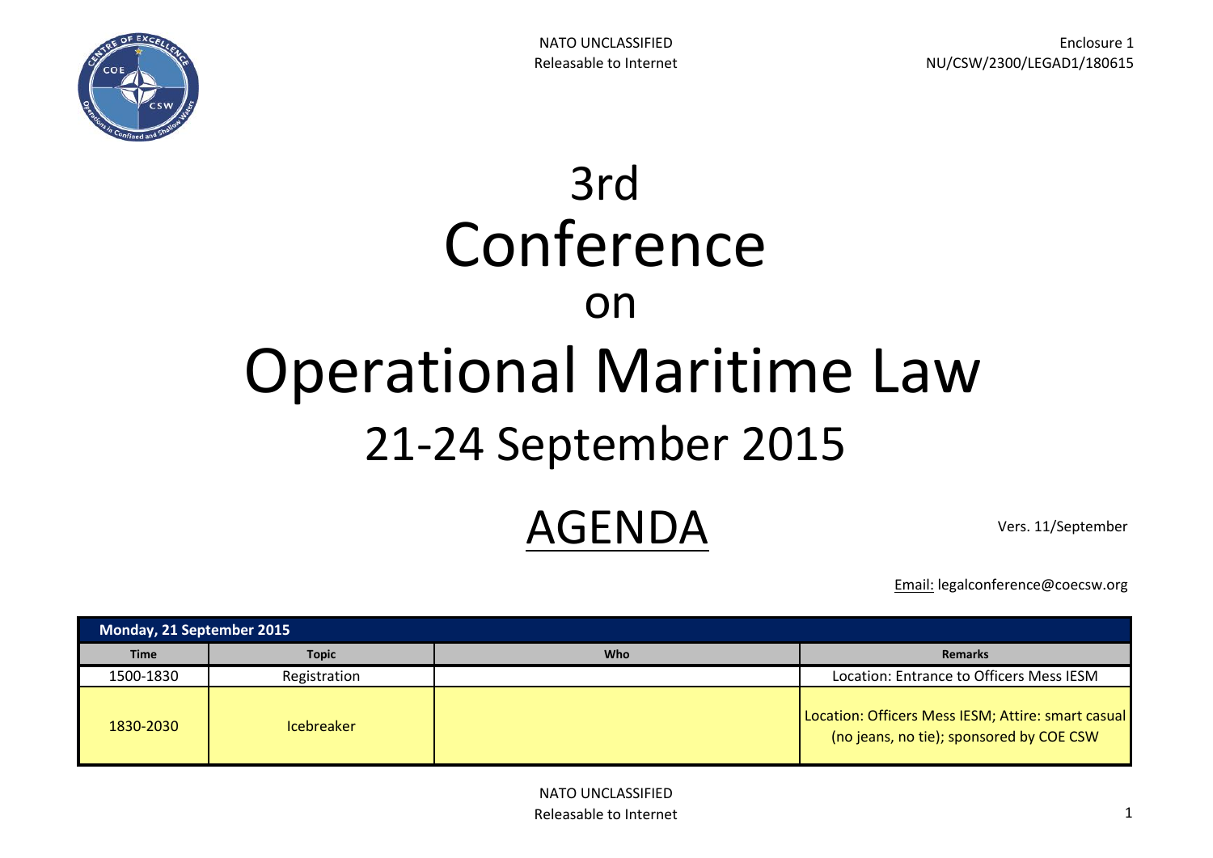Enclosure 1
NU/CSW/2300/LEGAD1/180615

# 3rd Conference on Operational Maritime Law

## 21-24 September 2015

## AGENDA

Vers. 11/September

Email: legalconference@coecsw.org

| Monday, 21 September 2015 | | | |
|---|---|---|---|
| **Time** | **Topic** | **Who** | **Remarks** |
| 1500-1830 | Registration | | Location: Entrance to Officers Mess IESM |
| 1830-2030 | Icebreaker | | Location: Officers Mess IESM; Attire: smart casual (no jeans, no tie); sponsored by COE CSW |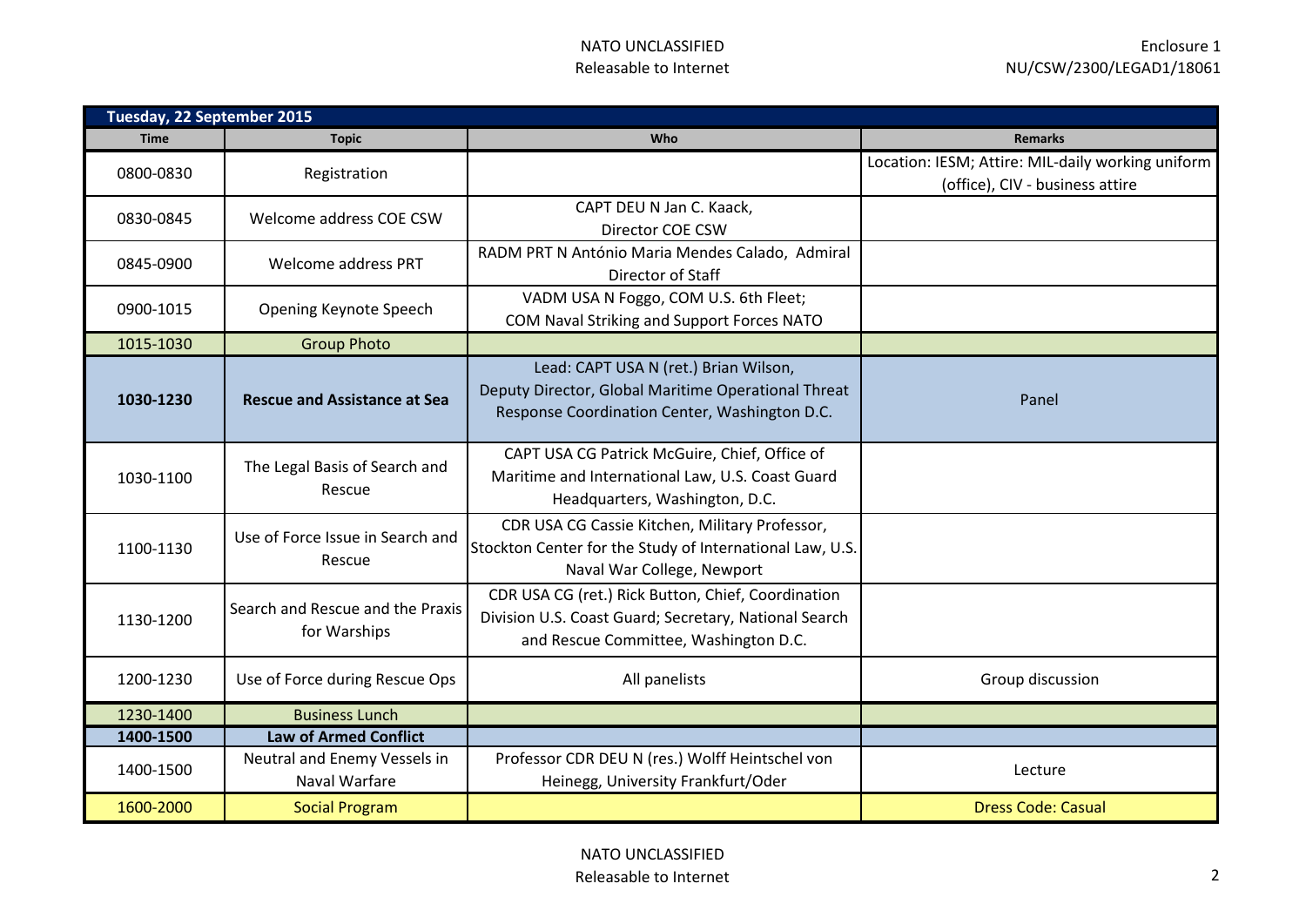| Tuesday, 22 September 2015 | | | |
|---|---|---|---|
| **Time** | **Topic** | **Who** | **Remarks** |
| 0800-0830 | Registration | | Location: IESM; Attire: MIL-daily working uniform (office), CIV - business attire |
| 0830-0845 | Welcome address COE CSW | CAPT DEU N Jan C. Kaack, Director COE CSW | |
| 0845-0900 | Welcome address PRT | RADM PRT N António Maria Mendes Calado, Admiral Director of Staff | |
| 0900-1015 | Opening Keynote Speech | VADM USA N Foggo, COM U.S. 6th Fleet; COM Naval Striking and Support Forces NATO | |
| 1015-1030 | Group Photo | | |
| **1030-1230** | **Rescue and Assistance at Sea** | Lead: CAPT USA N (ret.) Brian Wilson, Deputy Director, Global Maritime Operational Threat Response Coordination Center, Washington D.C. | Panel |
| 1030-1100 | The Legal Basis of Search and Rescue | CAPT USA CG Patrick McGuire, Chief, Office of Maritime and International Law, U.S. Coast Guard Headquarters, Washington, D.C. | |
| 1100-1130 | Use of Force Issue in Search and Rescue | CDR USA CG Cassie Kitchen, Military Professor, Stockton Center for the Study of International Law, U.S. Naval War College, Newport | |
| 1130-1200 | Search and Rescue and the Praxis for Warships | CDR USA CG (ret.) Rick Button, Chief, Coordination Division U.S. Coast Guard; Secretary, National Search and Rescue Committee, Washington D.C. | |
| 1200-1230 | Use of Force during Rescue Ops | All panelists | Group discussion |
| 1230-1400 | Business Lunch | | |
| **1400-1500** | **Law of Armed Conflict** | | |
| 1400-1500 | Neutral and Enemy Vessels in Naval Warfare | Professor CDR DEU N (res.) Wolff Heintschel von Heinegg, University Frankfurt/Oder | Lecture |
| 1600-2000 | Social Program | | Dress Code: Casual |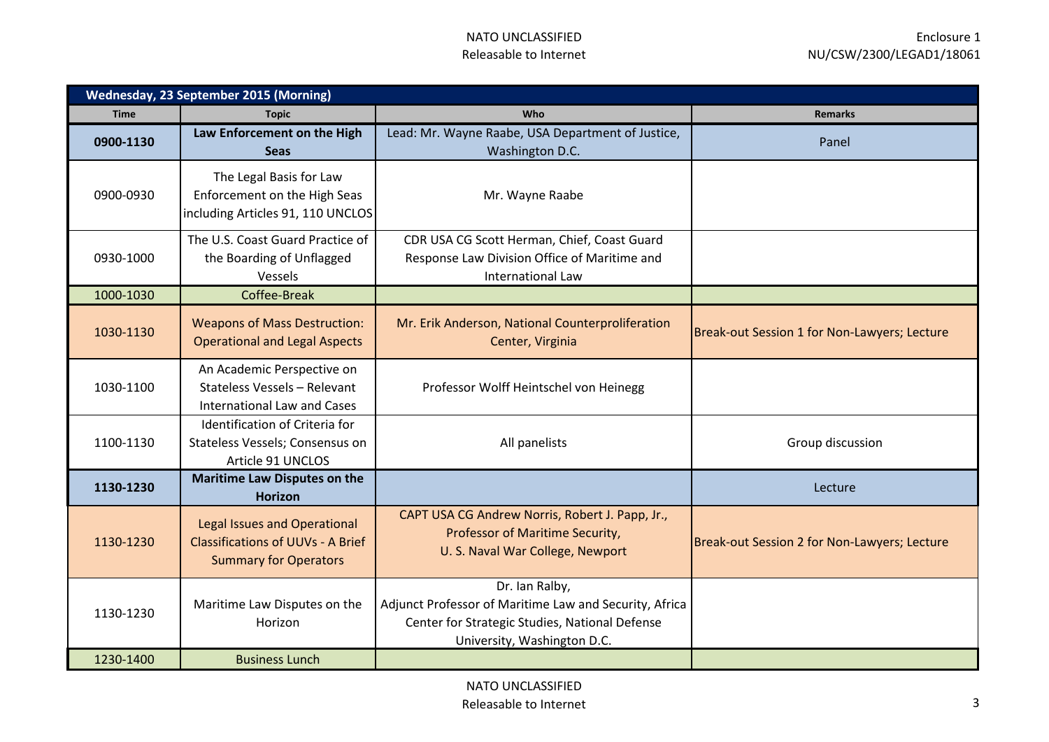| Wednesday, 23 September 2015 (Morning) | | | |
|---|---|---|---|
| **Time** | **Topic** | **Who** | **Remarks** |
| **0900-1130** | **Law Enforcement on the High Seas** | Lead: Mr. Wayne Raabe, USA Department of Justice, Washington D.C. | Panel |
| 0900-0930 | The Legal Basis for Law Enforcement on the High Seas including Articles 91, 110 UNCLOS | Mr. Wayne Raabe | |
| 0930-1000 | The U.S. Coast Guard Practice of the Boarding of Unflagged Vessels | CDR USA CG Scott Herman, Chief, Coast Guard Response Law Division Office of Maritime and International Law | |
| 1000-1030 | Coffee-Break | | |
| 1030-1130 | Weapons of Mass Destruction: Operational and Legal Aspects | Mr. Erik Anderson, National Counterproliferation Center, Virginia | Break-out Session 1 for Non-Lawyers; Lecture |
| 1030-1100 | An Academic Perspective on Stateless Vessels – Relevant International Law and Cases | Professor Wolff Heintschel von Heinegg | |
| 1100-1130 | Identification of Criteria for Stateless Vessels; Consensus on Article 91 UNCLOS | All panelists | Group discussion |
| **1130-1230** | **Maritime Law Disputes on the Horizon** | | Lecture |
| 1130-1230 | Legal Issues and Operational Classifications of UUVs - A Brief Summary for Operators | CAPT USA CG Andrew Norris, Robert J. Papp, Jr., Professor of Maritime Security, U. S. Naval War College, Newport | Break-out Session 2 for Non-Lawyers; Lecture |
| 1130-1230 | Maritime Law Disputes on the Horizon | Dr. Ian Ralby, Adjunct Professor of Maritime Law and Security, Africa Center for Strategic Studies, National Defense University, Washington D.C. | |
| 1230-1400 | Business Lunch | | |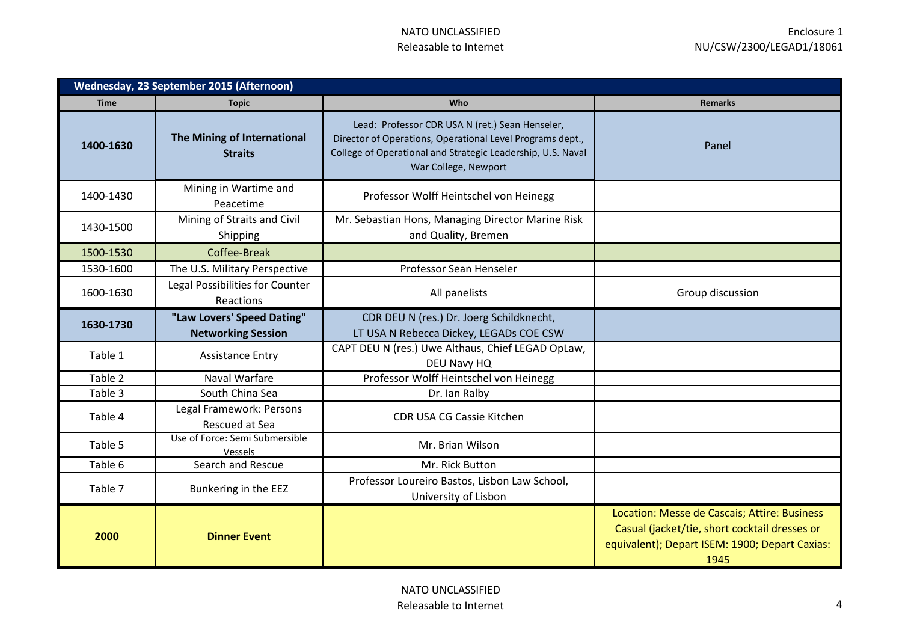| Wednesday, 23 September 2015 (Afternoon) | | | |
|---|---|---|---|
| **Time** | **Topic** | **Who** | **Remarks** |
| **1400-1630** | **The Mining of International Straits** | Lead: Professor CDR USA N (ret.) Sean Henseler, Director of Operations, Operational Level Programs dept., College of Operational and Strategic Leadership, U.S. Naval War College, Newport | Panel |
| 1400-1430 | Mining in Wartime and Peacetime | Professor Wolff Heintschel von Heinegg | |
| 1430-1500 | Mining of Straits and Civil Shipping | Mr. Sebastian Hons, Managing Director Marine Risk and Quality, Bremen | |
| 1500-1530 | Coffee-Break | | |
| 1530-1600 | The U.S. Military Perspective | Professor Sean Henseler | |
| 1600-1630 | Legal Possibilities for Counter Reactions | All panelists | Group discussion |
| **1630-1730** | **"Law Lovers' Speed Dating" Networking Session** | CDR DEU N (res.) Dr. Joerg Schildknecht, LT USA N Rebecca Dickey, LEGADs COE CSW | |
| Table 1 | Assistance Entry | CAPT DEU N (res.) Uwe Althaus, Chief LEGAD OpLaw, DEU Navy HQ | |
| Table 2 | Naval Warfare | Professor Wolff Heintschel von Heinegg | |
| Table 3 | South China Sea | Dr. Ian Ralby | |
| Table 4 | Legal Framework: Persons Rescued at Sea | CDR USA CG Cassie Kitchen | |
| Table 5 | Use of Force: Semi Submersible Vessels | Mr. Brian Wilson | |
| Table 6 | Search and Rescue | Mr. Rick Button | |
| Table 7 | Bunkering in the EEZ | Professor Loureiro Bastos, Lisbon Law School, University of Lisbon | |
| **2000** | **Dinner Event** | | Location: Messe de Cascais; Attire: Business Casual (jacket/tie, short cocktail dresses or equivalent); Depart ISEM: 1900; Depart Caxias: 1945 |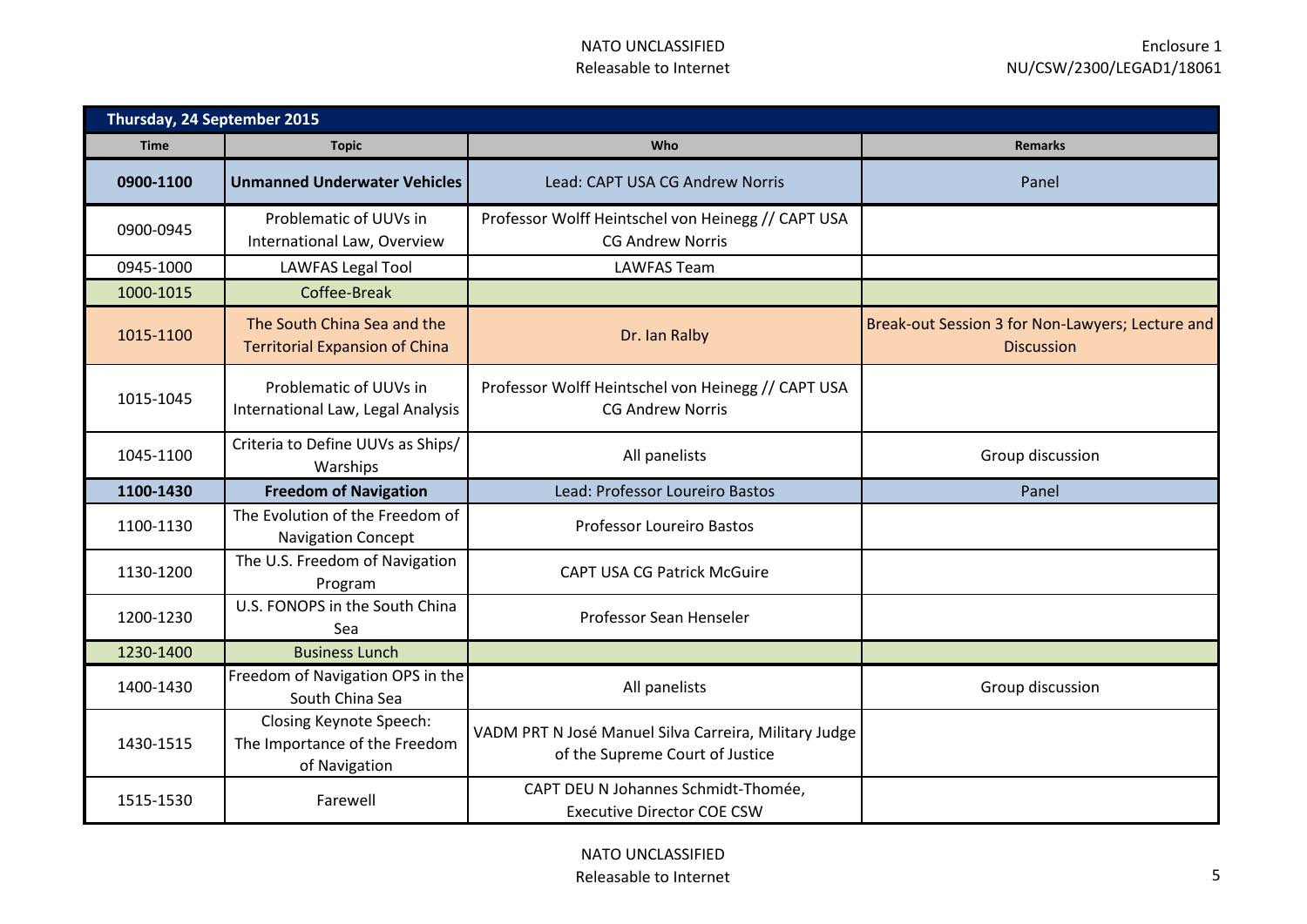| Thursday, 24 September 2015 | | | |
|---|---|---|---|
| **Time** | **Topic** | **Who** | **Remarks** |
| **0900-1100** | **Unmanned Underwater Vehicles** | Lead: CAPT USA CG Andrew Norris | Panel |
| 0900-0945 | Problematic of UUVs in International Law, Overview | Professor Wolff Heintschel von Heinegg // CAPT USA CG Andrew Norris | |
| 0945-1000 | LAWFAS Legal Tool | LAWFAS Team | |
| 1000-1015 | Coffee-Break | | |
| 1015-1100 | The South China Sea and the Territorial Expansion of China | Dr. Ian Ralby | Break-out Session 3 for Non-Lawyers; Lecture and Discussion |
| 1015-1045 | Problematic of UUVs in International Law, Legal Analysis | Professor Wolff Heintschel von Heinegg // CAPT USA CG Andrew Norris | |
| 1045-1100 | Criteria to Define UUVs as Ships/ Warships | All panelists | Group discussion |
| **1100-1430** | **Freedom of Navigation** | Lead: Professor Loureiro Bastos | Panel |
| 1100-1130 | The Evolution of the Freedom of Navigation Concept | Professor Loureiro Bastos | |
| 1130-1200 | The U.S. Freedom of Navigation Program | CAPT USA CG Patrick McGuire | |
| 1200-1230 | U.S. FONOPS in the South China Sea | Professor Sean Henseler | |
| 1230-1400 | Business Lunch | | |
| 1400-1430 | Freedom of Navigation OPS in the South China Sea | All panelists | Group discussion |
| 1430-1515 | Closing Keynote Speech: The Importance of the Freedom of Navigation | VADM PRT N José Manuel Silva Carreira, Military Judge of the Supreme Court of Justice | |
| 1515-1530 | Farewell | CAPT DEU N Johannes Schmidt-Thomée, Executive Director COE CSW | |